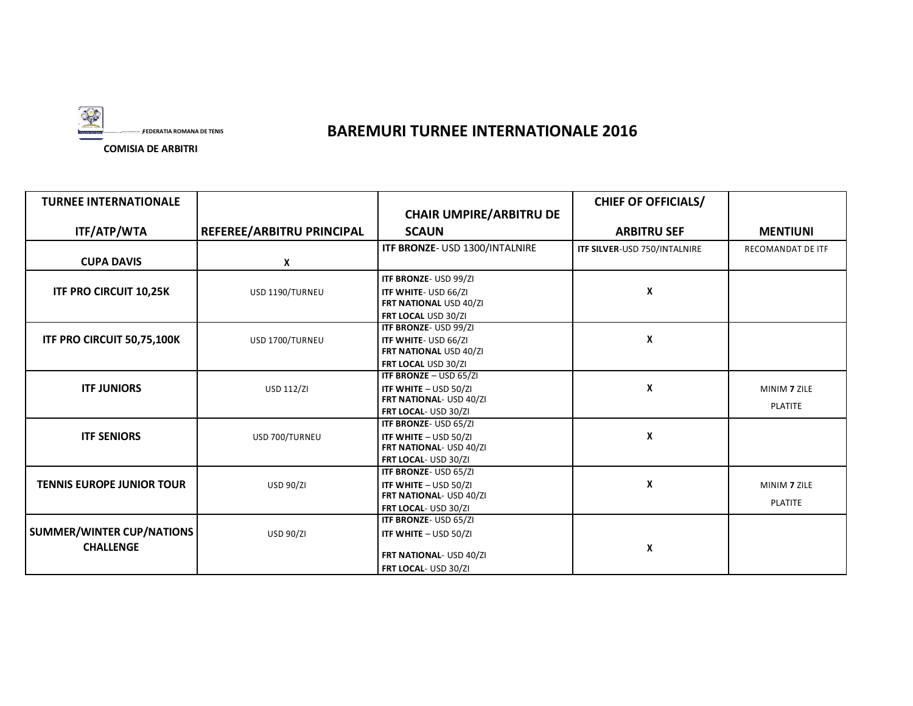FEDERATIA ROMANA DE TENIS

COMISIA DE ARBITRI

# BAREMURI TURNEE INTERNATIONALE 2016

| TURNEE INTERNATIONALE ITF/ATP/WTA | REFEREE/ARBITRU PRINCIPAL | CHAIR UMPIRE/ARBITRU DE SCAUN | CHIEF OF OFFICIALS/ ARBITRU SEF | MENTIUNI |
|---|---|---|---|---|
| **CUPA DAVIS** | X | **ITF BRONZE**- USD 1300/INTALNIRE | **ITF SILVER**-USD 750/INTALNIRE | RECOMANDAT DE ITF |
| **ITF PRO CIRCUIT 10,25K** | USD 1190/TURNEU | **ITF BRONZE**- USD 99/ZI<br>**ITF WHITE**- USD 66/ZI<br>**FRT NATIONAL** USD 40/ZI<br>**FRT LOCAL** USD 30/ZI | X | |
| **ITF PRO CIRCUIT 50,75,100K** | USD 1700/TURNEU | **ITF BRONZE**- USD 99/ZI<br>**ITF WHITE**- USD 66/ZI<br>**FRT NATIONAL** USD 40/ZI<br>**FRT LOCAL** USD 30/ZI | X | |
| **ITF JUNIORS** | USD 112/ZI | **ITF BRONZE** – USD 65/ZI<br>**ITF WHITE** – USD 50/ZI<br>**FRT NATIONAL**- USD 40/ZI<br>**FRT LOCAL**- USD 30/ZI | X | MINIM **7** ZILE PLATITE |
| **ITF SENIORS** | USD 700/TURNEU | **ITF BRONZE**- USD 65/ZI<br>**ITF WHITE** – USD 50/ZI<br>**FRT NATIONAL**- USD 40/ZI<br>**FRT LOCAL**- USD 30/ZI | X | |
| **TENNIS EUROPE JUNIOR TOUR** | USD 90/ZI | **ITF BRONZE**- USD 65/ZI<br>**ITF WHITE** – USD 50/ZI<br>**FRT NATIONAL**- USD 40/ZI<br>**FRT LOCAL**- USD 30/ZI | X | MINIM **7** ZILE PLATITE |
| **SUMMER/WINTER CUP/NATIONS CHALLENGE** | USD 90/ZI | **ITF BRONZE**- USD 65/ZI<br>**ITF WHITE** – USD 50/ZI<br>**FRT NATIONAL**- USD 40/ZI<br>**FRT LOCAL**- USD 30/ZI | X | |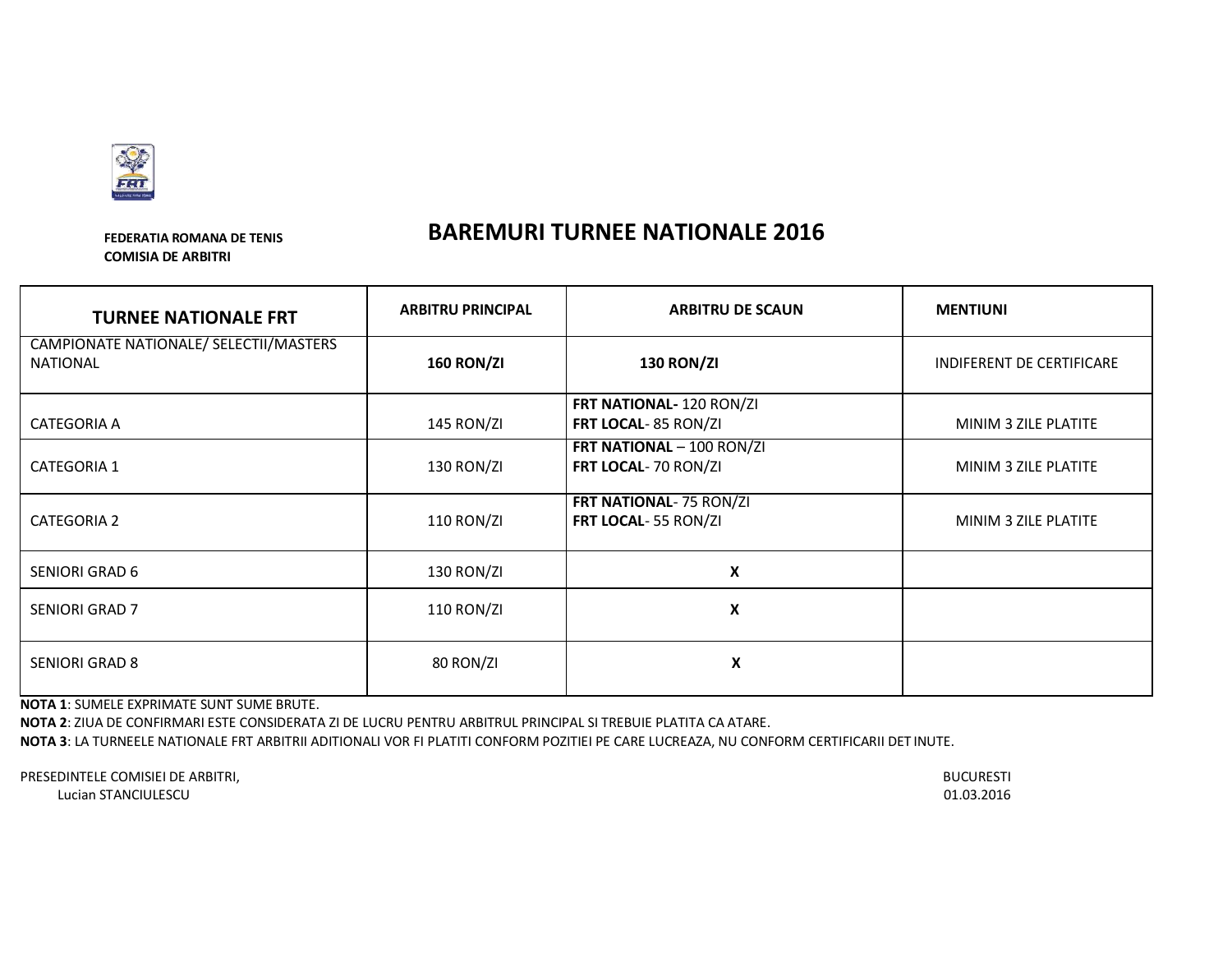FEDERATIA ROMANA DE TENIS
COMISIA DE ARBITRI

# BAREMURI TURNEE NATIONALE 2016

| TURNEE NATIONALE FRT | ARBITRU PRINCIPAL | ARBITRU DE SCAUN | MENTIUNI |
|---|---|---|---|
| CAMPIONATE NATIONALE/ SELECTII/MASTERS NATIONAL | **160 RON/ZI** | **130 RON/ZI** | INDIFERENT DE CERTIFICARE |
| CATEGORIA A | 145 RON/ZI | **FRT NATIONAL**- 120 RON/ZI<br>**FRT LOCAL**- 85 RON/ZI | MINIM 3 ZILE PLATITE |
| CATEGORIA 1 | 130 RON/ZI | **FRT NATIONAL** – 100 RON/ZI<br>**FRT LOCAL**- 70 RON/ZI | MINIM 3 ZILE PLATITE |
| CATEGORIA 2 | 110 RON/ZI | **FRT NATIONAL**- 75 RON/ZI<br>**FRT LOCAL**- 55 RON/ZI | MINIM 3 ZILE PLATITE |
| SENIORI GRAD 6 | 130 RON/ZI | **X** | |
| SENIORI GRAD 7 | 110 RON/ZI | **X** | |
| SENIORI GRAD 8 | 80 RON/ZI | **X** | |

**NOTA 1**: SUMELE EXPRIMATE SUNT SUME BRUTE.

**NOTA 2**: ZIUA DE CONFIRMARI ESTE CONSIDERATA ZI DE LUCRU PENTRU ARBITRUL PRINCIPAL SI TREBUIE PLATITA CA ATARE.

**NOTA 3**: LA TURNEELE NATIONALE FRT ARBITRII ADITIONALI VOR FI PLATITI CONFORM POZITIEI PE CARE LUCREAZA, NU CONFORM CERTIFICARII DETINUTE.

PRESEDINTELE COMISIEI DE ARBITRI,
Lucian STANCIULESCU

BUCURESTI
01.03.2016